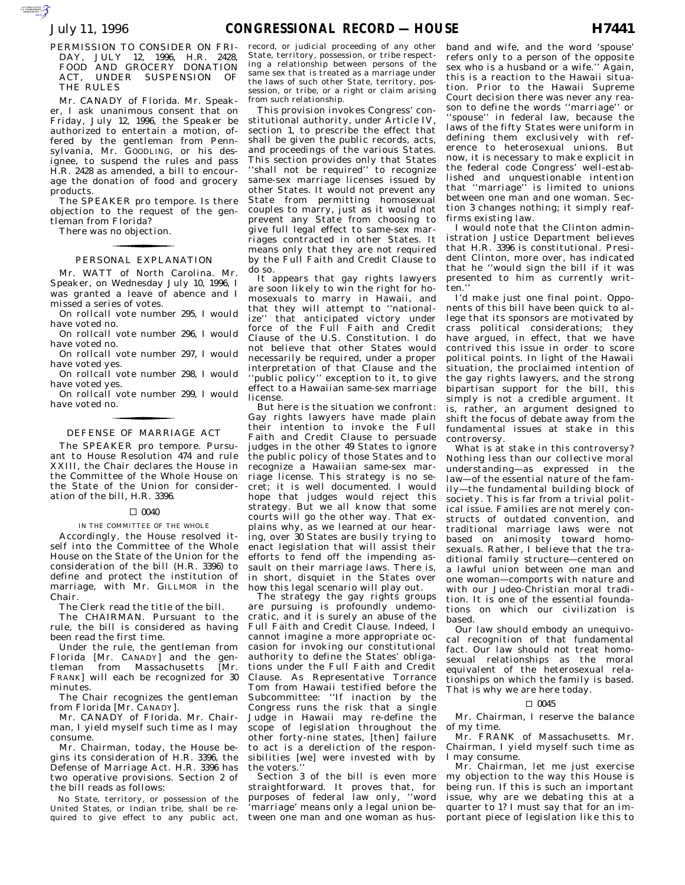## PERMISSION TO CONSIDER ON FRIDAY, JULY 12, 1996, H.R. 2428, FOOD AND GROCERY DONATION ACT, UNDER SUSPENSION OF THE RULES

Mr. CANADY of Florida. Mr. Speaker, I ask unanimous consent that on Friday, July 12, 1996, the Speaker be authorized to entertain a motion, offered by the gentleman from Pennsylvania, Mr. GOODLING, or his designee, to suspend the rules and pass H.R. 2428 as amended, a bill to encourage the donation of food and grocery products.

The SPEAKER pro tempore. Is there objection to the request of the gentleman from Florida?

There was no objection.

## PERSONAL EXPLANATION

Mr. WATT of North Carolina. Mr. Speaker, on Wednesday July 10, 1996, I was granted a leave of abence and I missed a series of votes.

On rollcall vote number 295, I would have voted no.

On rollcall vote number 296, I would have voted no.

On rollcall vote number 297, I would have voted yes.

On rollcall vote number 298, I would have voted yes.

On rollcall vote number 299, I would have voted no.

## DEFENSE OF MARRIAGE ACT

The SPEAKER pro tempore. Pursuant to House Resolution 474 and rule XXIII, the Chair declares the House in the Committee of the Whole House on the State of the Union for consideration of the bill, H.R. 3396.

□ 0040

IN THE COMMITTEE OF THE WHOLE

Accordingly, the House resolved itself into the Committee of the Whole House on the State of the Union for the consideration of the bill (H.R. 3396) to define and protect the institution of marriage, with Mr. GILLMOR in the Chair.

The Clerk read the title of the bill.

The CHAIRMAN. Pursuant to the rule, the bill is considered as having been read the first time.

Under the rule, the gentleman from Florida [Mr. CANADY] and the gentleman from Massachusetts [Mr. FRANK] will each be recognized for 30 minutes.

The Chair recognizes the gentleman from Florida [Mr. CANADY].

Mr. CANADY of Florida. Mr. Chairman, I yield myself such time as I may consume.

Mr. Chairman, today, the House begins its consideration of H.R. 3396, the Defense of Marriage Act. H.R. 3396 has two operative provisions. Section 2 of the bill reads as follows:

> No State, territory, or possession of the United States, or Indian tribe, shall be required to give effect to any public act, record, or judicial proceeding of any other State, territory, possession, or tribe respecting a relationship between persons of the same sex that is treated as a marriage under the laws of such other State, territory, possession, or tribe, or a right or claim arising from such relationship.

This provision invokes Congress' constitutional authority, under Article IV, section 1, to prescribe the effect that shall be given the public records, acts, and proceedings of the various States. This section provides only that States ''shall not be required'' to recognize same-sex marriage licenses issued by other States. It would not prevent any State from permitting homosexual couples to marry, just as it would not prevent any State from choosing to give full legal effect to same-sex marriages contracted in other States. It means only that they are not required by the Full Faith and Credit Clause to do so.

It appears that gay rights lawyers are soon likely to win the right for homosexuals to marry in Hawaii, and that they will attempt to ''nationalize'' that anticipated victory under force of the Full Faith and Credit Clause of the U.S. Constitution. I do not believe that other States would necessarily be required, under a proper interpretation of that Clause and the ''public policy'' exception to it, to give effect to a Hawaiian same-sex marriage license.

But here is the situation we confront: Gay rights lawyers have made plain their intention to invoke the Full Faith and Credit Clause to persuade judges in the other 49 States to ignore the public policy of those States and to recognize a Hawaiian same-sex marriage license. This strategy is no secret; it is well documented. I would hope that judges would reject this strategy. But we all know that some courts will go the other way. That explains why, as we learned at our hearing, over 30 States are busily trying to enact legislation that will assist their efforts to fend off the impending assault on their marriage laws. There is, in short, disquiet in the States over how this legal scenario will play out.

The strategy the gay rights groups are pursuing is profoundly undemocratic, and it is surely an abuse of the Full Faith and Credit Clause. Indeed, I cannot imagine a more appropriate occasion for invoking our constitutional authority to define the States' obligations under the Full Faith and Credit Clause. As Representative Torrance Tom from Hawaii testified before the Subcommittee: ''If inaction by the Congress runs the risk that a single Judge in Hawaii may re-define the scope of legislation throughout the other forty-nine states, [then] failure to act is a dereliction of the responsibilities [we] were invested with by the voters.''

Section 3 of the bill is even more straightforward. It proves that, for purposes of federal law only, ''word 'marriage' means only a legal union between one man and one woman as husband and wife, and the word 'spouse' refers only to a person of the opposite sex who is a husband or a wife.'' Again, this is a reaction to the Hawaii situation. Prior to the Hawaii Supreme Court decision there was never any reason to define the words ''marriage'' or ''spouse'' in federal law, because the laws of the fifty States were uniform in defining them exclusively with reference to heterosexual unions. But now, it is necessary to make explicit in the federal code Congress' well-established and unquestionable intention that ''marriage'' is limited to unions between one man and one woman. Section 3 changes nothing; it simply reaffirms existing law.

I would note that the Clinton administration Justice Department believes that H.R. 3396 is constitutional. President Clinton, more over, has indicated that he ''would sign the bill if it was presented to him as currently written.''

I'd make just one final point. Opponents of this bill have been quick to allege that its sponsors are motivated by crass political considerations; they have argued, in effect, that we have contrived this issue in order to score political points. In light of the Hawaii situation, the proclaimed intention of the gay rights lawyers, and the strong bipartisan support for the bill, this simply is not a credible argument. It is, rather, an argument designed to shift the focus of debate away from the fundamental issues at stake in this controversy.

What is at stake in this controversy? Nothing less than our collective moral understanding—as expressed in the law—of the essential nature of the family—the fundamental building block of society. This is far from a trivial political issue. Families are not merely constructs of outdated convention, and traditional marriage laws were not based on animosity toward homosexuals. Rather, I believe that the traditional family structure—centered on a lawful union between one man and one woman—comports with nature and with our Judeo-Christian moral tradition. It is one of the essential foundations on which our civilization is based.

Our law should embody an unequivocal recognition of that fundamental fact. Our law should not treat homosexual relationships as the moral equivalent of the heterosexual relationships on which the family is based. That is why we are here today.

□ 0045

Mr. Chairman, I reserve the balance of my time.

Mr. FRANK of Massachusetts. Mr. Chairman, I yield myself such time as I may consume.

Mr. Chairman, let me just exercise my objection to the way this House is being run. If this is such an important issue, why are we debating this at a quarter to 1? I must say that for an important piece of legislation like this to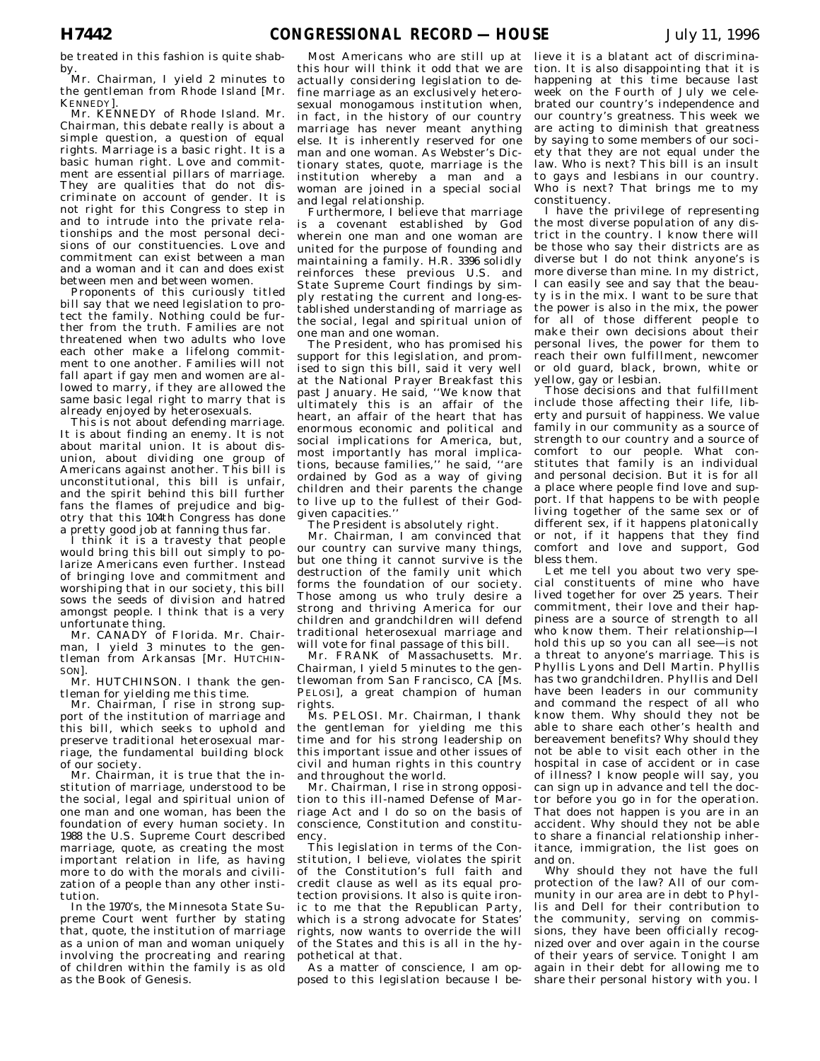be treated in this fashion is quite shabby.

Mr. Chairman, I yield 2 minutes to the gentleman from Rhode Island [Mr. KENNEDY].

Mr. KENNEDY of Rhode Island. Mr. Chairman, this debate really is about a simple question, a question of equal rights. Marriage is a basic right. It is a basic human right. Love and commitment are essential pillars of marriage. They are qualities that do not discriminate on account of gender. It is not right for this Congress to step in and to intrude into the private relationships and the most personal decisions of our constituencies. Love and commitment can exist between a man and a woman and it can and does exist between men and between women.

Proponents of this curiously titled bill say that we need legislation to protect the family. Nothing could be further from the truth. Families are not threatened when two adults who love each other make a lifelong commitment to one another. Families will not fall apart if gay men and women are allowed to marry, if they are allowed the same basic legal right to marry that is already enjoyed by heterosexuals.

This is not about defending marriage. It is about finding an enemy. It is not about marital union. It is about disunion, about dividing one group of Americans against another. This bill is unconstitutional, this bill is unfair, and the spirit behind this bill further fans the flames of prejudice and bigotry that this 104th Congress has done a pretty good job at fanning thus far.

I think it is a travesty that people would bring this bill out simply to polarize Americans even further. Instead of bringing love and commitment and worshiping that in our society, this bill sows the seeds of division and hatred amongst people. I think that is a very unfortunate thing.

Mr. CANADY of Florida. Mr. Chairman, I yield 3 minutes to the gentleman from Arkansas [Mr. HUTCHINSON].

Mr. HUTCHINSON. I thank the gentleman for yielding me this time.

Mr. Chairman, I rise in strong support of the institution of marriage and this bill, which seeks to uphold and preserve traditional heterosexual marriage, the fundamental building block of our society.

Mr. Chairman, it is true that the institution of marriage, understood to be the social, legal and spiritual union of one man and one woman, has been the foundation of every human society. In 1988 the U.S. Supreme Court described marriage, quote, as creating the most important relation in life, as having more to do with the morals and civilization of a people than any other institution.

In the 1970's, the Minnesota State Supreme Court went further by stating that, quote, the institution of marriage as a union of man and woman uniquely involving the procreating and rearing of children within the family is as old as the Book of Genesis.

Most Americans who are still up at this hour will think it odd that we are actually considering legislation to define marriage as an exclusively heterosexual monogamous institution when, in fact, in the history of our country marriage has never meant anything else. It is inherently reserved for one man and one woman. As Webster's Dictionary states, quote, marriage is the institution whereby a man and a woman are joined in a special social and legal relationship.

Furthermore, I believe that marriage is a covenant established by God wherein one man and one woman are united for the purpose of founding and maintaining a family. H.R. 3396 solidly reinforces these previous U.S. and State Supreme Court findings by simply restating the current and long-established understanding of marriage as the social, legal and spiritual union of one man and one woman.

The President, who has promised his support for this legislation, and promised to sign this bill, said it very well at the National Prayer Breakfast this past January. He said, ''We know that ultimately this is an affair of the heart, an affair of the heart that has enormous economic and political and social implications for America, but, most importantly has moral implications, because families,'' he said, ''are ordained by God as a way of giving children and their parents the change to live up to the fullest of their God-given capacities.''

The President is absolutely right.

Mr. Chairman, I am convinced that our country can survive many things, but one thing it cannot survive is the destruction of the family unit which forms the foundation of our society. Those among us who truly desire a strong and thriving America for our children and grandchildren will defend traditional heterosexual marriage and will vote for final passage of this bill.

Mr. FRANK of Massachusetts. Mr. Chairman, I yield 5 minutes to the gentlewoman from San Francisco, CA [Ms. PELOSI], a great champion of human rights.

Ms. PELOSI. Mr. Chairman, I thank the gentleman for yielding me this time and for his strong leadership on this important issue and other issues of civil and human rights in this country and throughout the world.

Mr. Chairman, I rise in strong opposition to this ill-named Defense of Marriage Act and I do so on the basis of conscience, Constitution and constituency.

This legislation in terms of the Constitution, I believe, violates the spirit of the Constitution's full faith and credit clause as well as its equal protection provisions. It also is quite ironic to me that the Republican Party, which is a strong advocate for States' rights, now wants to override the will of the States and this is all in the hypothetical at that.

As a matter of conscience, I am opposed to this legislation because I believe it is a blatant act of discrimination. It is also disappointing that it is happening at this time because last week on the Fourth of July we celebrated our country's independence and our country's greatness. This week we are acting to diminish that greatness by saying to some members of our society that they are not equal under the law. Who is next? This bill is an insult to gays and lesbians in our country. Who is next? That brings me to my constituency.

I have the privilege of representing the most diverse population of any district in the country. I know there will be those who say their districts are as diverse but I do not think anyone's is more diverse than mine. In my district, I can easily see and say that the beauty is in the mix. I want to be sure that the power is also in the mix, the power for all of those different people to make their own decisions about their personal lives, the power for them to reach their own fulfillment, newcomer or old guard, black, brown, white or yellow, gay or lesbian.

Those decisions and that fulfillment include those affecting their life, liberty and pursuit of happiness. We value family in our community as a source of strength to our country and a source of comfort to our people. What constitutes that family is an individual and personal decision. But it is for all a place where people find love and support. If that happens to be with people living together of the same sex or of different sex, if it happens platonically or not, if it happens that they find comfort and love and support, God bless them.

Let me tell you about two very special constituents of mine who have lived together for over 25 years. Their commitment, their love and their happiness are a source of strength to all who know them. Their relationship—I hold this up so you can all see—is not a threat to anyone's marriage. This is Phyllis Lyons and Dell Martin. Phyllis has two grandchildren. Phyllis and Dell have been leaders in our community and command the respect of all who know them. Why should they not be able to share each other's health and bereavement benefits? Why should they not be able to visit each other in the hospital in case of accident or in case of illness? I know people will say, you can sign up in advance and tell the doctor before you go in for the operation. That does not happen is you are in an accident. Why should they not be able to share a financial relationship inheritance, immigration, the list goes on and on.

Why should they not have the full protection of the law? All of our community in our area are in debt to Phyllis and Dell for their contribution to the community, serving on commissions, they have been officially recognized over and over again in the course of their years of service. Tonight I am again in their debt for allowing me to share their personal history with you. I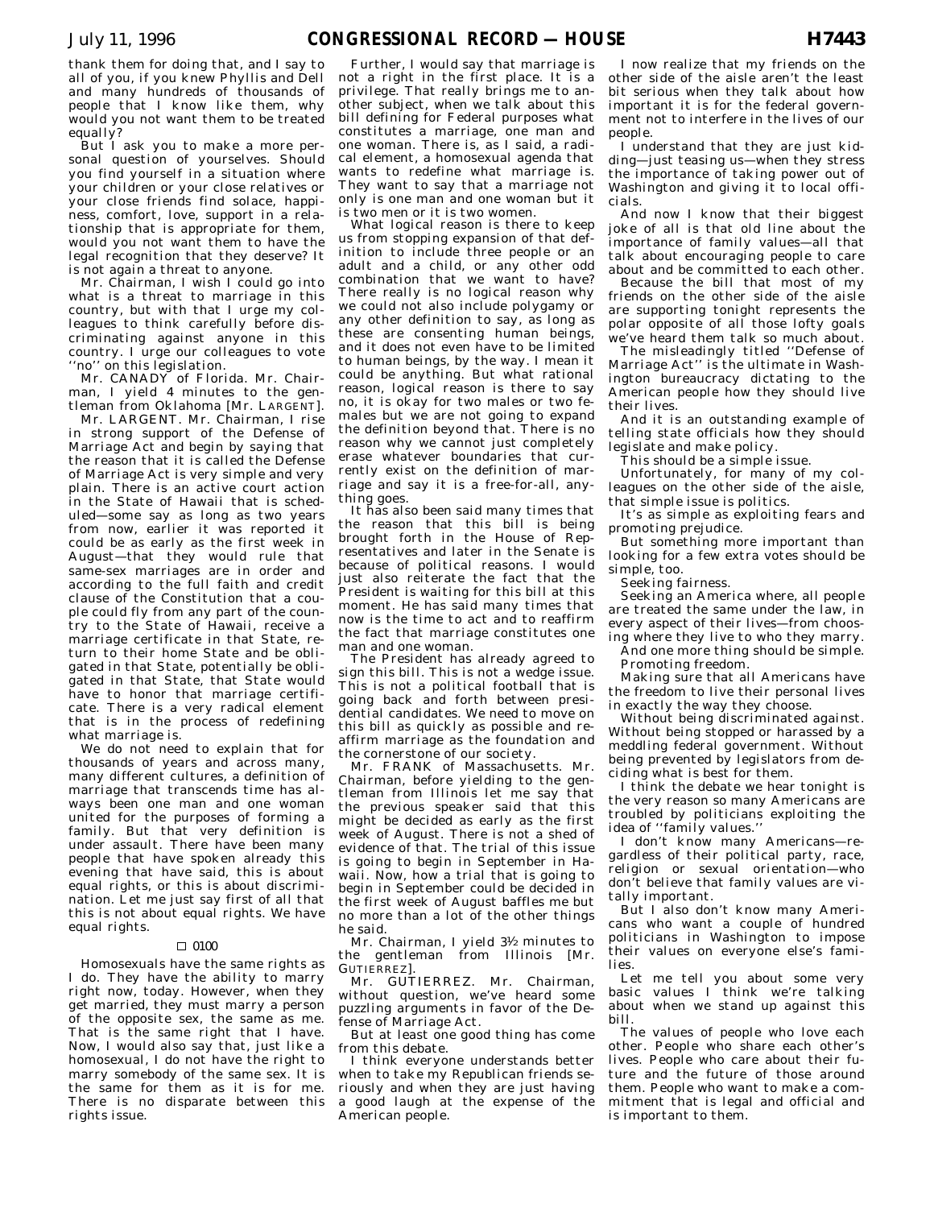thank them for doing that, and I say to all of you, if you knew Phyllis and Dell and many hundreds of thousands of people that I know like them, why would you not want them to be treated equally?

But I ask you to make a more personal question of yourselves. Should you find yourself in a situation where your children or your close relatives or your close friends find solace, happiness, comfort, love, support in a relationship that is appropriate for them, would you not want them to have the legal recognition that they deserve? It is not again a threat to anyone.

Mr. Chairman, I wish I could go into what is a threat to marriage in this country, but with that I urge my colleagues to think carefully before discriminating against anyone in this country. I urge our colleagues to vote ''no'' on this legislation.

Mr. CANADY of Florida. Mr. Chairman, I yield 4 minutes to the gentleman from Oklahoma [Mr. LARGENT].

Mr. LARGENT. Mr. Chairman, I rise in strong support of the Defense of Marriage Act and begin by saying that the reason that it is called the Defense of Marriage Act is very simple and very plain. There is an active court action in the State of Hawaii that is scheduled—some say as long as two years from now, earlier it was reported it could be as early as the first week in August—that they would rule that same-sex marriages are in order and according to the full faith and credit clause of the Constitution that a couple could fly from any part of the country to the State of Hawaii, receive a marriage certificate in that State, return to their home State and be obligated in that State, potentially be obligated in that State, that State would have to honor that marriage certificate. There is a very radical element that is in the process of redefining what marriage is.

We do not need to explain that for thousands of years and across many, many different cultures, a definition of marriage that transcends time has always been one man and one woman united for the purposes of forming a family. But that very definition is under assault. There have been many people that have spoken already this evening that have said, this is about equal rights, or this is about discrimination. Let me just say first of all that this is not about equal rights. We have equal rights.

□ 0100

Homosexuals have the same rights as I do. They have the ability to marry right now, today. However, when they get married, they must marry a person of the opposite sex, the same as me. That is the same right that I have. Now, I would also say that, just like a homosexual, I do not have the right to marry somebody of the same sex. It is the same for them as it is for me. There is no disparate between this rights issue.

Further, I would say that marriage is not a right in the first place. It is a privilege. That really brings me to another subject, when we talk about this bill defining for Federal purposes what constitutes a marriage, one man and one woman. There is, as I said, a radical element, a homosexual agenda that wants to redefine what marriage is. They want to say that a marriage not only is one man and one woman but it is two men or it is two women.

What logical reason is there to keep us from stopping expansion of that definition to include three people or an adult and a child, or any other odd combination that we want to have? There really is no logical reason why we could not also include polygamy or any other definition to say, as long as these are consenting human beings, and it does not even have to be limited to human beings, by the way. I mean it could be anything. But what rational reason, logical reason is there to say no, it is okay for two males or two females but we are not going to expand the definition beyond that. There is no reason why we cannot just completely erase whatever boundaries that currently exist on the definition of marriage and say it is a free-for-all, anything goes.

It has also been said many times that the reason that this bill is being brought forth in the House of Representatives and later in the Senate is because of political reasons. I would just also reiterate the fact that the President is waiting for this bill at this moment. He has said many times that now is the time to act and to reaffirm the fact that marriage constitutes one man and one woman.

The President has already agreed to sign this bill. This is not a wedge issue. This is not a political football that is going back and forth between presidential candidates. We need to move on this bill as quickly as possible and reaffirm marriage as the foundation and the cornerstone of our society.

Mr. FRANK of Massachusetts. Mr. Chairman, before yielding to the gentleman from Illinois let me say that the previous speaker said that this might be decided as early as the first week of August. There is not a shed of evidence of that. The trial of this issue is going to begin in September in Hawaii. Now, how a trial that is going to begin in September could be decided in the first week of August baffles me but no more than a lot of the other things he said.

Mr. Chairman, I yield 3½ minutes to the gentleman from Illinois [Mr. GUTIERREZ].

Mr. GUTIERREZ. Mr. Chairman, without question, we've heard some puzzling arguments in favor of the Defense of Marriage Act.

But at least one good thing has come from this debate.

I think everyone understands better when to take my Republican friends seriously and when they are just having a good laugh at the expense of the American people.

I now realize that my friends on the other side of the aisle aren't the least bit serious when they talk about how important it is for the federal government not to interfere in the lives of our people.

I understand that they are just kidding—just teasing us—when they stress the importance of taking power out of Washington and giving it to local officials.

And now I know that their biggest joke of all is that old line about the importance of family values—all that talk about encouraging people to care about and be committed to each other.

Because the bill that most of my friends on the other side of the aisle are supporting tonight represents the polar opposite of all those lofty goals we've heard them talk so much about.

The misleadingly titled ''Defense of Marriage Act'' is the ultimate in Washington bureaucracy dictating to the American people how they should live their lives.

And it is an outstanding example of telling state officials how they should legislate and make policy.

This should be a simple issue.

Unfortunately, for many of my colleagues on the other side of the aisle, that simple issue is politics.

It's as simple as exploiting fears and promoting prejudice.

But something more important than looking for a few extra votes should be simple, too.

Seeking fairness.

Seeking an America where, all people are treated the same under the law, in every aspect of their lives—from choosing where they live to who they marry.

And one more thing should be simple.

Promoting freedom.

Making sure that all Americans have the freedom to live their personal lives in exactly the way they choose.

Without being discriminated against. Without being stopped or harassed by a meddling federal government. Without being prevented by legislators from deciding what is best for them.

I think the debate we hear tonight is the very reason so many Americans are troubled by politicians exploiting the idea of ''family values.''

I don't know many Americans—regardless of their political party, race, religion or sexual orientation—who don't believe that family values are vitally important.

But I also don't know many Americans who want a couple of hundred politicians in Washington to impose their values on everyone else's families.

Let me tell you about some very basic values I think we're talking about when we stand up against this bill.

The values of people who love each other. People who share each other's lives. People who care about their future and the future of those around them. People who want to make a commitment that is legal and official and is important to them.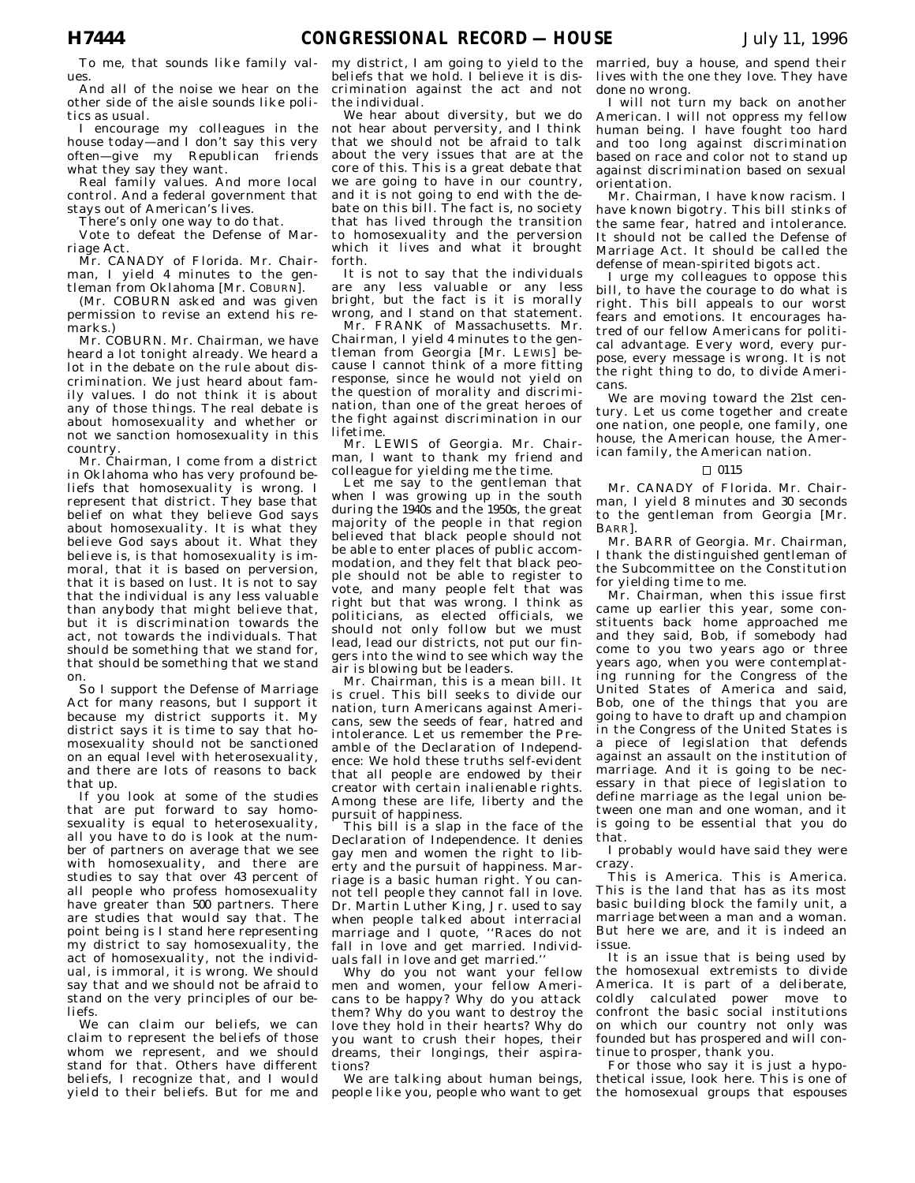To me, that sounds like family values.

And all of the noise we hear on the other side of the aisle sounds like politics as usual.

I encourage my colleagues in the house today—and I don't say this very often—give my Republican friends what they say they want.

Real family values. And more local control. And a federal government that stays out of American's lives.

There's only one way to do that.

Vote to defeat the Defense of Marriage Act.

Mr. CANADY of Florida. Mr. Chairman, I yield 4 minutes to the gentleman from Oklahoma [Mr. COBURN].

(Mr. COBURN asked and was given permission to revise an extend his remarks.)

Mr. COBURN. Mr. Chairman, we have heard a lot tonight already. We heard a lot in the debate on the rule about discrimination. We just heard about family values. I do not think it is about any of those things. The real debate is about homosexuality and whether or not we sanction homosexuality in this country.

Mr. Chairman, I come from a district in Oklahoma who has very profound beliefs that homosexuality is wrong. I represent that district. They base that belief on what they believe God says about homosexuality. It is what they believe God says about it. What they believe is, is that homosexuality is immoral, that it is based on perversion, that it is based on lust. It is not to say that the individual is any less valuable than anybody that might believe that, but it is discrimination towards the act, not towards the individuals. That should be something that we stand for, that should be something that we stand on.

So I support the Defense of Marriage Act for many reasons, but I support it because my district supports it. My district says it is time to say that homosexuality should not be sanctioned on an equal level with heterosexuality, and there are lots of reasons to back that up.

If you look at some of the studies that are put forward to say homosexuality is equal to heterosexuality, all you have to do is look at the number of partners on average that we see with homosexuality, and there are studies to say that over 43 percent of all people who profess homosexuality have greater than 500 partners. There are studies that would say that. The point being is I stand here representing my district to say homosexuality, the act of homosexuality, not the individual, is immoral, it is wrong. We should say that and we should not be afraid to stand on the very principles of our beliefs.

We can claim our beliefs, we can claim to represent the beliefs of those whom we represent, and we should stand for that. Others have different beliefs, I recognize that, and I would yield to their beliefs. But for me and my district, I am going to yield to the beliefs that we hold. I believe it is discrimination against the act and not the individual.

We hear about diversity, but we do not hear about perversity, and I think that we should not be afraid to talk about the very issues that are at the core of this. This is a great debate that we are going to have in our country, and it is not going to end with the debate on this bill. The fact is, no society that has lived through the transition to homosexuality and the perversion which it lives and what it brought forth.

It is not to say that the individuals are any less valuable or any less bright, but the fact is it is morally wrong, and I stand on that statement.

Mr. FRANK of Massachusetts. Mr. Chairman, I yield 4 minutes to the gentleman from Georgia [Mr. LEWIS] because I cannot think of a more fitting response, since he would not yield on the question of morality and discrimination, than one of the great heroes of the fight against discrimination in our lifetime.

Mr. LEWIS of Georgia. Mr. Chairman, I want to thank my friend and colleague for yielding me the time.

Let me say to the gentleman that when I was growing up in the south during the 1940s and the 1950s, the great majority of the people in that region believed that black people should not be able to enter places of public accommodation, and they felt that black people should not be able to register to vote, and many people felt that was right but that was wrong. I think as politicians, as elected officials, we should not only follow but we must lead, lead our districts, not put our fingers into the wind to see which way the air is blowing but be leaders.

Mr. Chairman, this is a mean bill. It is cruel. This bill seeks to divide our nation, turn Americans against Americans, sew the seeds of fear, hatred and intolerance. Let us remember the Preamble of the Declaration of Independence: We hold these truths self-evident that all people are endowed by their creator with certain inalienable rights. Among these are life, liberty and the pursuit of happiness.

This bill is a slap in the face of the Declaration of Independence. It denies gay men and women the right to liberty and the pursuit of happiness. Marriage is a basic human right. You cannot tell people they cannot fall in love. Dr. Martin Luther King, Jr. used to say when people talked about interracial marriage and I quote, ''Races do not fall in love and get married. Individuals fall in love and get married.''

Why do you not want your fellow men and women, your fellow Americans to be happy? Why do you attack them? Why do you want to destroy the love they hold in their hearts? Why do you want to crush their hopes, their dreams, their longings, their aspirations?

We are talking about human beings, people like you, people who want to get married, buy a house, and spend their lives with the one they love. They have done no wrong.

I will not turn my back on another American. I will not oppress my fellow human being. I have fought too hard and too long against discrimination based on race and color not to stand up against discrimination based on sexual orientation.

Mr. Chairman, I have know racism. I have known bigotry. This bill stinks of the same fear, hatred and intolerance. It should not be called the Defense of Marriage Act. It should be called the defense of mean-spirited bigots act.

I urge my colleagues to oppose this bill, to have the courage to do what is right. This bill appeals to our worst fears and emotions. It encourages hatred of our fellow Americans for political advantage. Every word, every purpose, every message is wrong. It is not the right thing to do, to divide Americans.

We are moving toward the 21st century. Let us come together and create one nation, one people, one family, one house, the American house, the American family, the American nation.

□ 0115

Mr. CANADY of Florida. Mr. Chairman, I yield 8 minutes and 30 seconds to the gentleman from Georgia [Mr. BARR].

Mr. BARR of Georgia. Mr. Chairman, I thank the distinguished gentleman of the Subcommittee on the Constitution for yielding time to me.

Mr. Chairman, when this issue first came up earlier this year, some constituents back home approached me and they said, Bob, if somebody had come to you two years ago or three years ago, when you were contemplating running for the Congress of the United States of America and said, Bob, one of the things that you are going to have to draft up and champion in the Congress of the United States is a piece of legislation that defends against an assault on the institution of marriage. And it is going to be necessary in that piece of legislation to define marriage as the legal union between one man and one woman, and it is going to be essential that you do that.

I probably would have said they were crazy.

This is America. This is America. This is the land that has as its most basic building block the family unit, a marriage between a man and a woman. But here we are, and it is indeed an issue.

It is an issue that is being used by the homosexual extremists to divide America. It is part of a deliberate, coldly calculated power move to confront the basic social institutions on which our country not only was founded but has prospered and will continue to prosper, thank you.

For those who say it is just a hypothetical issue, look here. This is one of the homosexual groups that espouses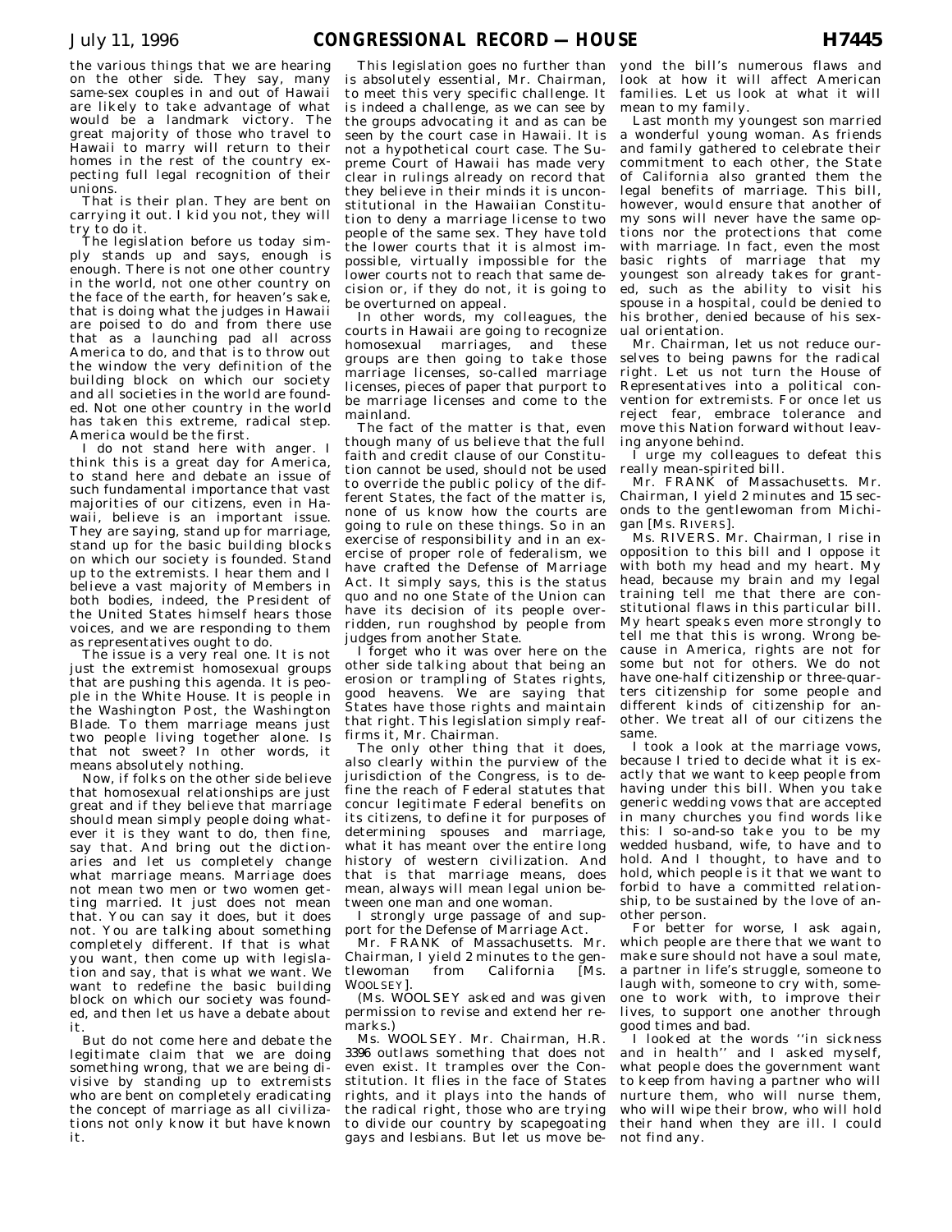the various things that we are hearing on the other side. They say, many same-sex couples in and out of Hawaii are likely to take advantage of what would be a landmark victory. The great majority of those who travel to Hawaii to marry will return to their homes in the rest of the country expecting full legal recognition of their unions.

That is their plan. They are bent on carrying it out. I kid you not, they will try to do it.

The legislation before us today simply stands up and says, enough is enough. There is not one other country in the world, not one other country on the face of the earth, for heaven's sake, that is doing what the judges in Hawaii are poised to do and from there use that as a launching pad all across America to do, and that is to throw out the window the very definition of the building block on which our society and all societies in the world are founded. Not one other country in the world has taken this extreme, radical step. America would be the first.

I do not stand here with anger. I think this is a great day for America, to stand here and debate an issue of such fundamental importance that vast majorities of our citizens, even in Hawaii, believe is an important issue. They are saying, stand up for marriage, stand up for the basic building blocks on which our society is founded. Stand up to the extremists. I hear them and I believe a vast majority of Members in both bodies, indeed, the President of the United States himself hears those voices, and we are responding to them as representatives ought to do.

The issue is a very real one. It is not just the extremist homosexual groups that are pushing this agenda. It is people in the White House. It is people in the Washington Post, the Washington Blade. To them marriage means just two people living together alone. Is that not sweet? In other words, it means absolutely nothing.

Now, if folks on the other side believe that homosexual relationships are just great and if they believe that marriage should mean simply people doing whatever it is they want to do, then fine, say that. And bring out the dictionaries and let us completely change what marriage means. Marriage does not mean two men or two women getting married. It just does not mean that. You can say it does, but it does not. You are talking about something completely different. If that is what you want, then come up with legislation and say, that is what we want. We want to redefine the basic building block on which our society was founded, and then let us have a debate about it.

But do not come here and debate the legitimate claim that we are doing something wrong, that we are being divisive by standing up to extremists who are bent on completely eradicating the concept of marriage as all civilizations not only know it but have known it.

This legislation goes no further than is absolutely essential, Mr. Chairman, to meet this very specific challenge. It is indeed a challenge, as we can see by the groups advocating it and as can be seen by the court case in Hawaii. It is not a hypothetical court case. The Supreme Court of Hawaii has made very clear in rulings already on record that they believe in their minds it is unconstitutional in the Hawaiian Constitution to deny a marriage license to two people of the same sex. They have told the lower courts that it is almost impossible, virtually impossible for the lower courts not to reach that same decision or, if they do not, it is going to be overturned on appeal.

In other words, my colleagues, the courts in Hawaii are going to recognize homosexual marriages, and these groups are then going to take those marriage licenses, so-called marriage licenses, pieces of paper that purport to be marriage licenses and come to the mainland.

The fact of the matter is that, even though many of us believe that the full faith and credit clause of our Constitution cannot be used, should not be used to override the public policy of the different States, the fact of the matter is, none of us know how the courts are going to rule on these things. So in an exercise of responsibility and in an exercise of proper role of federalism, we have crafted the Defense of Marriage Act. It simply says, this is the status quo and no one State of the Union can have its decision of its people overridden, run roughshod by people from judges from another State.

I forget who it was over here on the other side talking about that being an erosion or trampling of States rights, good heavens. We are saying that States have those rights and maintain that right. This legislation simply reaffirms it, Mr. Chairman.

The only other thing that it does, also clearly within the purview of the jurisdiction of the Congress, is to define the reach of Federal statutes that concur legitimate Federal benefits on its citizens, to define it for purposes of determining spouses and marriage, what it has meant over the entire long history of western civilization. And that is that marriage means, does mean, always will mean legal union between one man and one woman.

I strongly urge passage of and support for the Defense of Marriage Act.

Mr. FRANK of Massachusetts. Mr. Chairman, I yield 2 minutes to the gentlewoman from California [Ms. WOOLSEY].

(Ms. WOOLSEY asked and was given permission to revise and extend her remarks.)

Ms. WOOLSEY. Mr. Chairman, H.R. 3396 outlaws something that does not even exist. It tramples over the Constitution. It flies in the face of States rights, and it plays into the hands of the radical right, those who are trying to divide our country by scapegoating gays and lesbians. But let us move beyond the bill's numerous flaws and look at how it will affect American families. Let us look at what it will mean to my family.

Last month my youngest son married a wonderful young woman. As friends and family gathered to celebrate their commitment to each other, the State of California also granted them the legal benefits of marriage. This bill, however, would ensure that another of my sons will never have the same options nor the protections that come with marriage. In fact, even the most basic rights of marriage that my youngest son already takes for granted, such as the ability to visit his spouse in a hospital, could be denied to his brother, denied because of his sexual orientation.

Mr. Chairman, let us not reduce ourselves to being pawns for the radical right. Let us not turn the House of Representatives into a political convention for extremists. For once let us reject fear, embrace tolerance and move this Nation forward without leaving anyone behind.

I urge my colleagues to defeat this really mean-spirited bill.

Mr. FRANK of Massachusetts. Mr. Chairman, I yield 2 minutes and 15 seconds to the gentlewoman from Michigan [Ms. RIVERS].

Ms. RIVERS. Mr. Chairman, I rise in opposition to this bill and I oppose it with both my head and my heart. My head, because my brain and my legal training tell me that there are constitutional flaws in this particular bill. My heart speaks even more strongly to tell me that this is wrong. Wrong because in America, rights are not for some but not for others. We do not have one-half citizenship or three-quarters citizenship for some people and different kinds of citizenship for another. We treat all of our citizens the same.

I took a look at the marriage vows, because I tried to decide what it is exactly that we want to keep people from having under this bill. When you take generic wedding vows that are accepted in many churches you find words like this: I so-and-so take you to be my wedded husband, wife, to have and to hold. And I thought, to have and to hold, which people is it that we want to forbid to have a committed relationship, to be sustained by the love of another person.

For better for worse, I ask again, which people are there that we want to make sure should not have a soul mate, a partner in life's struggle, someone to laugh with, someone to cry with, someone to work with, to improve their lives, to support one another through good times and bad.

I looked at the words ''in sickness and in health'' and I asked myself, what people does the government want to keep from having a partner who will nurture them, who will nurse them, who will wipe their brow, who will hold their hand when they are ill. I could not find any.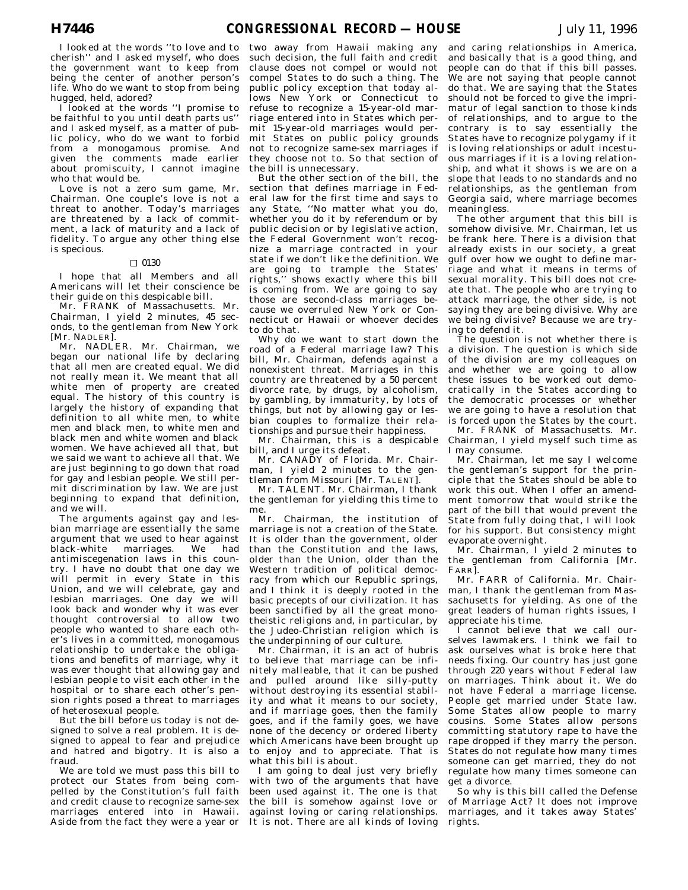I looked at the words ''to love and to cherish'' and I asked myself, who does the government want to keep from being the center of another person's life. Who do we want to stop from being hugged, held, adored?

I looked at the words ''I promise to be faithful to you until death parts us'' and I asked myself, as a matter of public policy, who do we want to forbid from a monogamous promise. And given the comments made earlier about promiscuity, I cannot imagine who that would be.

Love is not a zero sum game, Mr. Chairman. One couple's love is not a threat to another. Today's marriages are threatened by a lack of commitment, a lack of maturity and a lack of fidelity. To argue any other thing else is specious.

□ 0130

I hope that all Members and all Americans will let their conscience be their guide on this despicable bill.

Mr. FRANK of Massachusetts. Mr. Chairman, I yield 2 minutes, 45 seconds, to the gentleman from New York [Mr. NADLER].

Mr. NADLER. Mr. Chairman, we began our national life by declaring that all men are created equal. We did not really mean it. We meant that all white men of property are created equal. The history of this country is largely the history of expanding that definition to all white men, to white men and black men, to white men and black men and white women and black women. We have achieved all that, but we said we want to achieve all that. We are just beginning to go down that road for gay and lesbian people. We still permit discrimination by law. We are just beginning to expand that definition, and we will.

The arguments against gay and lesbian marriage are essentially the same argument that we used to hear against black-white marriages. We had antimiscegenation laws in this country. I have no doubt that one day we will permit in every State in this Union, and we will celebrate, gay and lesbian marriages. One day we will look back and wonder why it was ever thought controversial to allow two people who wanted to share each other's lives in a committed, monogamous relationship to undertake the obligations and benefits of marriage, why it was ever thought that allowing gay and lesbian people to visit each other in the hospital or to share each other's pension rights posed a threat to marriages of heterosexual people.

But the bill before us today is not designed to solve a real problem. It is designed to appeal to fear and prejudice and hatred and bigotry. It is also a fraud.

We are told we must pass this bill to protect our States from being compelled by the Constitution's full faith and credit clause to recognize same-sex marriages entered into in Hawaii. Aside from the fact they were a year or two away from Hawaii making any such decision, the full faith and credit clause does not compel or would not compel States to do such a thing. The public policy exception that today allows New York or Connecticut to refuse to recognize a 15-year-old marriage entered into in States which permit 15-year-old marriages would permit States on public policy grounds not to recognize same-sex marriages if they choose not to. So that section of the bill is unnecessary.

But the other section of the bill, the section that defines marriage in Federal law for the first time and says to any State, ''No matter what you do, whether you do it by referendum or by public decision or by legislative action, the Federal Government won't recognize a marriage contracted in your state if we don't like the definition. We are going to trample the States' rights,'' shows exactly where this bill is coming from. We are going to say those are second-class marriages because we overruled New York or Connecticut or Hawaii or whoever decides to do that.

Why do we want to start down the road of a Federal marriage law? This bill, Mr. Chairman, defends against a nonexistent threat. Marriages in this country are threatened by a 50 percent divorce rate, by drugs, by alcoholism, by gambling, by immaturity, by lots of things, but not by allowing gay or lesbian couples to formalize their relationships and pursue their happiness.

Mr. Chairman, this is a despicable bill, and I urge its defeat.

Mr. CANADY of Florida. Mr. Chairman, I yield 2 minutes to the gentleman from Missouri [Mr. TALENT].

Mr. TALENT. Mr. Chairman, I thank the gentleman for yielding this time to me.

Mr. Chairman, the institution of marriage is not a creation of the State. It is older than the government, older than the Constitution and the laws, older than the Union, older than the Western tradition of political democracy from which our Republic springs, and I think it is deeply rooted in the basic precepts of our civilization. It has been sanctified by all the great monotheistic religions and, in particular, by the Judeo-Christian religion which is the underpinning of our culture.

Mr. Chairman, it is an act of hubris to believe that marriage can be infinitely malleable, that it can be pushed and pulled around like silly-putty without destroying its essential stability and what it means to our society, and if marriage goes, then the family goes, and if the family goes, we have none of the decency or ordered liberty which Americans have been brought up to enjoy and to appreciate. That is what this bill is about.

I am going to deal just very briefly with two of the arguments that have been used against it. The one is that the bill is somehow against love or against loving or caring relationships. It is not. There are all kinds of loving and caring relationships in America, and basically that is a good thing, and people can do that if this bill passes. We are not saying that people cannot do that. We are saying that the States should not be forced to give the imprimatur of legal sanction to those kinds of relationships, and to argue to the contrary is to say essentially the States have to recognize polygamy if it is loving relationships or adult incestuous marriages if it is a loving relationship, and what it shows is we are on a slope that leads to no standards and no relationships, as the gentleman from Georgia said, where marriage becomes meaningless.

The other argument that this bill is somehow divisive. Mr. Chairman, let us be frank here. There is a division that already exists in our society, a great gulf over how we ought to define marriage and what it means in terms of sexual morality. This bill does not create that. The people who are trying to attack marriage, the other side, is not saying they are being divisive. Why are we being divisive? Because we are trying to defend it.

The question is not whether there is a division. The question is which side of the division are my colleagues on and whether we are going to allow these issues to be worked out democratically in the States according to the democratic processes or whether we are going to have a resolution that is forced upon the States by the court.

Mr. FRANK of Massachusetts. Mr. Chairman, I yield myself such time as I may consume.

Mr. Chairman, let me say I welcome the gentleman's support for the principle that the States should be able to work this out. When I offer an amendment tomorrow that would strike the part of the bill that would prevent the State from fully doing that, I will look for his support. But consistency might evaporate overnight.

Mr. Chairman, I yield 2 minutes to the gentleman from California [Mr. FARR].

Mr. FARR of California. Mr. Chairman, I thank the gentleman from Massachusetts for yielding. As one of the great leaders of human rights issues, I appreciate his time.

I cannot believe that we call ourselves lawmakers. I think we fail to ask ourselves what is broke here that needs fixing. Our country has just gone through 220 years without Federal law on marriages. Think about it. We do not have Federal a marriage license. People get married under State law. Some States allow people to marry cousins. Some States allow persons committing statutory rape to have the rape dropped if they marry the person. States do not regulate how many times someone can get married, they do not regulate how many times someone can get a divorce.

So why is this bill called the Defense of Marriage Act? It does not improve marriages, and it takes away States' rights.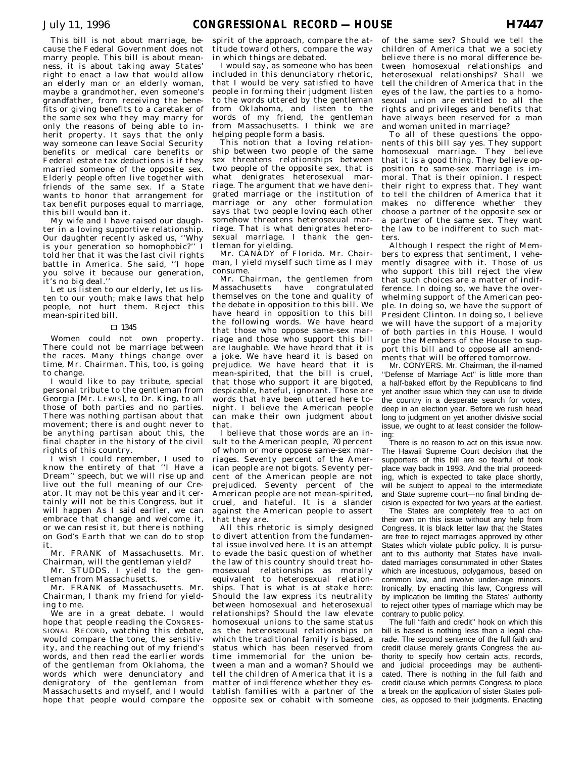This bill is not about marriage, because the Federal Government does not marry people. This bill is about meanness, it is about taking away States' right to enact a law that would allow an elderly man or an elderly woman, maybe a grandmother, even someone's grandfather, from receiving the benefits or giving benefits to a caretaker of the same sex who they may marry for only the reasons of being able to inherit property. It says that the only way someone can leave Social Security benefits or medical care benefits or Federal estate tax deductions is if they married someone of the opposite sex. Elderly people often live together with friends of the same sex. If a State wants to honor that arrangement for tax benefit purposes equal to marriage, this bill would ban it.

My wife and I have raised our daughter in a loving supportive relationship. Our daughter recently asked us, ''Why is your generation so homophobic?'' I told her that it was the last civil rights battle in America. She said, ''I hope you solve it because our generation, it's no big deal.''

Let us listen to our elderly, let us listen to our youth; make laws that help people, not hurt them. Reject this mean-spirited bill.

□ 1345

Women could not own property. There could not be marriage between the races. Many things change over time, Mr. Chairman. This, too, is going to change.

I would like to pay tribute, special personal tribute to the gentleman from Georgia [Mr. LEWIS], to Dr. King, to all those of both parties and no parties. There was nothing partisan about that movement; there is and ought never to be anything partisan about this, the final chapter in the history of the civil rights of this country.

I wish I could remember, I used to know the entirety of that ''I Have a Dream'' speech, but we will rise up and live out the full meaning of our Creator. It may not be this year and it certainly will not be this Congress, but it will happen As I said earlier, we can embrace that change and welcome it, or we can resist it, but there is nothing on God's Earth that we can do to stop it.

Mr. FRANK of Massachusetts. Mr. Chairman, will the gentleman yield?

Mr. STUDDS. I yield to the gentleman from Massachusetts.

Mr. FRANK of Massachusetts. Mr. Chairman, I thank my friend for yielding to me.

We are in a great debate. I would hope that people reading the CONGRESSIONAL RECORD, watching this debate, would compare the tone, the sensitivity, and the reaching out of my friend's words, and then read the earlier words of the gentleman from Oklahoma, the words which were denunciatory and denigratory of the gentleman from Massachusetts and myself, and I would hope that people would compare the spirit of the approach, compare the attitude toward others, compare the way in which things are debated.

I would say, as someone who has been included in this denunciatory rhetoric, that I would be very satisfied to have people in forming their judgment listen to the words uttered by the gentleman from Oklahoma, and listen to the words of my friend, the gentleman from Massachusetts. I think we are helping people form a basis.

This notion that a loving relationship between two people of the same sex threatens relationships between two people of the opposite sex, that is what denigrates heterosexual marriage. The argument that we have denigrated marriage or the institution of marriage or any other formulation says that two people loving each other somehow threatens heterosexual marriage. That is what denigrates heterosexual marriage. I thank the gentleman for yielding.

Mr. CANADY of Florida. Mr. Chairman, I yield myself such time as I may consume.

Mr. Chairman, the gentlemen from Massachusetts have congratulated themselves on the tone and quality of the debate in opposition to this bill. We have heard in opposition to this bill the following words. We have heard that those who oppose same-sex marriage and those who support this bill are laughable. We have heard that it is a joke. We have heard it is based on prejudice. We have heard that it is mean-spirited, that the bill is cruel, that those who support it are bigoted, despicable, hateful, ignorant. Those are words that have been uttered here tonight. I believe the American people can make their own judgment about that.

I believe that those words are an insult to the American people, 70 percent of whom or more oppose same-sex marriages. Seventy percent of the American people are not bigots. Seventy percent of the American people are not prejudiced. Seventy percent of the American people are not mean-spirited, cruel, and hateful. It is a slander against the American people to assert that they are.

All this rhetoric is simply designed to divert attention from the fundamental issue involved here. It is an attempt to evade the basic question of whether the law of this country should treat homosexual relationships as morally equivalent to heterosexual relationships. That is what is at stake here: Should the law express its neutrality between homosexual and heterosexual relationships? Should the law elevate homosexual unions to the same status as the heterosexual relationships on which the traditional family is based, a status which has been reserved from time immemorial for the union between a man and a woman? Should we tell the children of America that it is a matter of indifference whether they establish families with a partner of the opposite sex or cohabit with someone of the same sex? Should we tell the children of America that we a society believe there is no moral difference between homosexual relationships and heterosexual relationships? Shall we tell the children of America that in the eyes of the law, the parties to a homosexual union are entitled to all the rights and privileges and benefits that have always been reserved for a man and woman united in marriage?

To all of these questions the opponents of this bill say yes. They support homosexual marriage. They believe that it is a good thing. They believe opposition to same-sex marriage is immoral. That is their opinion. I respect their right to express that. They want to tell the children of America that it makes no difference whether they choose a partner of the opposite sex or a partner of the same sex. They want the law to be indifferent to such matters.

Although I respect the right of Members to express that sentiment, I vehemently disagree with it. Those of us who support this bill reject the view that such choices are a matter of indifference. In doing so, we have the overwhelming support of the American people. In doing so, we have the support of President Clinton. In doing so, I believe we will have the support of a majority of both parties in this House. I would urge the Members of the House to support this bill and to oppose all amendments that will be offered tomorrow.

Mr. CONYERS. Mr. Chairman, the ill-named ''Defense of Marriage Act'' is little more than a half-baked effort by the Republicans to find yet another issue which they can use to divide the country in a desperate search for votes, deep in an election year. Before we rush head long to judgment on yet another divisive social issue, we ought to at least consider the following:

There is no reason to act on this issue now. The Hawaii Supreme Court decision that the supporters of this bill are so fearful of took place way back in 1993. And the trial proceeding, which is expected to take place shortly, will be subject to appeal to the intermediate and State supreme court—no final binding decision is expected for two years at the earliest.

The States are completely free to act on their own on this issue without any help from Congress. It is black letter law that the States are free to reject marriages approved by other States which violate public policy. It is pursuant to this authority that States have invalidated marriages consummated in other States which are incestuous, polygamous, based on common law, and involve under-age minors. Ironically, by enacting this law, Congress will by implication be limiting the States' authority to reject other types of marriage which may be contrary to public policy.

The full ''faith and credit'' hook on which this bill is based is nothing less than a legal charade. The second sentence of the full faith and credit clause merely grants Congress the authority to specify how certain acts, records, and judicial proceedings may be authenticated. There is nothing in the full faith and credit clause which permits Congress to place a break on the application of sister States policies, as opposed to their judgments. Enacting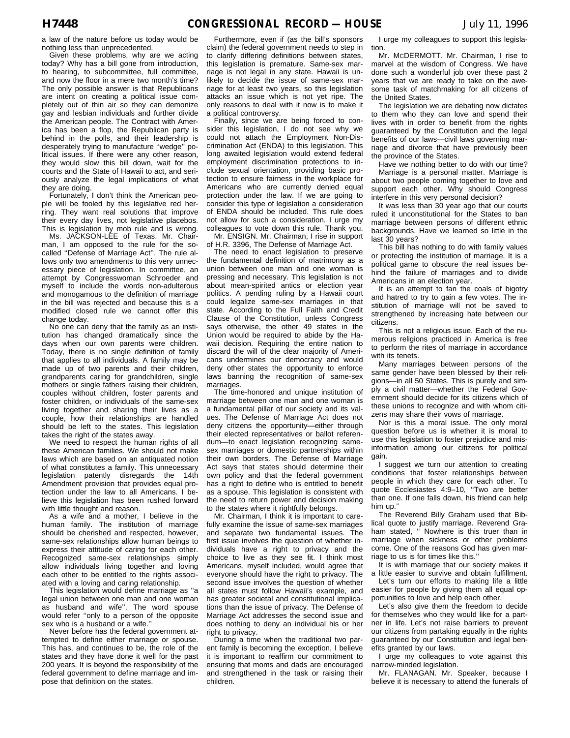a law of the nature before us today would be nothing less than unprecedented.

Given these problems, why are we acting today? Why has a bill gone from introduction, to hearing, to subcommittee, full committee, and now the floor in a mere two month's time? The only possible answer is that Republicans are intent on creating a political issue completely out of thin air so they can demonize gay and lesbian individuals and further divide the American people. The Contract with America has been a flop, the Republican party is behind in the polls, and their leadership is desperately trying to manufacture ''wedge'' political issues. If there were any other reason, they would slow this bill down, wait for the courts and the State of Hawaii to act, and seriously analyze the legal implications of what they are doing.

Fortunately, I don't think the American people will be fooled by this legislative red herring. They want real solutions that improve their every day lives, not legislative placebos. This is legislation by mob rule and is wrong.

Ms. JACKSON-LEE of Texas. Mr. Chairman, I am opposed to the rule for the so-called ''Defense of Marriage Act''. The rule allows only two amendments to this very unnecessary piece of legislation. In committee, an attempt by Congresswoman Schroeder and myself to include the words non-adulterous and monogamous to the definition of marriage in the bill was rejected and because this is a modified closed rule we cannot offer this change today.

No one can deny that the family as an institution has changed dramatically since the days when our own parents were children. Today, there is no single definition of family that applies to all individuals. A family may be made up of two parents and their children, grandparents caring for grandchildren, single mothers or single fathers raising their children, couples without children, foster parents and foster children, or individuals of the same-sex living together and sharing their lives as a couple, how their relationships are handled should be left to the states. This legislation takes the right of the states away.

We need to respect the human rights of all these American families. We should not make laws which are based on an antiquated notion of what constitutes a family. This unnecessary legislation patently disregards the 14th Amendment provision that provides equal protection under the law to all Americans. I believe this legislation has been rushed forward with little thought and reason.

As a wife and a mother, I believe in the human family. The institution of marriage should be cherished and respected, however, same-sex relationships allow human beings to express their attitude of caring for each other. Recognized same-sex relationships simply allow individuals living together and loving each other to be entitled to the rights associated with a loving and caring relationship.

This legislation would define marriage as ''a legal union between one man and one woman as husband and wife''. The word spouse would refer ''only to a person of the opposite sex who is a husband or a wife.''

Never before has the federal government attempted to define either marriage or spouse. This has, and continues to be, the role of the states and they have done it well for the past 200 years. It is beyond the responsibility of the federal government to define marriage and impose that definition on the states.

Furthermore, even if (as the bill's sponsors claim) the federal government needs to step in to clarify differing definitions between states, this legislation is premature. Same-sex marriage is not legal in any state. Hawaii is unlikely to decide the issue of same-sex marriage for at least two years, so this legislation attacks an issue which is not yet ripe. The only reasons to deal with it now is to make it a political controversy.

Finally, since we are being forced to consider this legislation, I do not see why we could not attach the Employment Non-Discrimination Act (ENDA) to this legislation. This long awaited legislation would extend federal employment discrimination protections to include sexual orientation, providing basic protection to ensure fairness in the workplace for Americans who are currently denied equal protection under the law. If we are going to consider this type of legislation a consideration of ENDA should be included. This rule does not allow for such a consideration. I urge my colleagues to vote down this rule. Thank you.

Mr. ENSIGN. Mr. Chairman, I rise in support of H.R. 3396, the Defense of Marriage Act.

The need to enact legislation to preserve the fundamental definition of matrimony as a union between one man and one woman is pressing and necessary. This legislation is not about mean-spirited antics or election year politics. A pending ruling by a Hawaii court could legalize same-sex marriages in that state. According to the Full Faith and Credit Clause of the Constitution, unless Congress says otherwise, the other 49 states in the Union would be required to abide by the Hawaii decision. Requiring the entire nation to discard the will of the clear majority of Americans undermines our democracy and would deny other states the opportunity to enforce laws banning the recognition of same-sex marriages.

The time-honored and unique institution of marriage between one man and one woman is a fundamental pillar of our society and its values. The Defense of Marriage Act does not deny citizens the opportunity—either through their elected representatives or ballot referendum—to enact legislation recognizing same-sex marriages or domestic partnerships within their own borders. The Defense of Marriage Act says that states should determine their own policy and that the federal government has a right to define who is entitled to benefit as a spouse. This legislation is consistent with the need to return power and decision making to the states where it rightfully belongs.

Mr. Chairman, I think it is important to carefully examine the issue of same-sex marriages and separate two fundamental issues. The first issue involves the question of whether individuals have a right to privacy and the choice to live as they see fit. I think most Americans, myself included, would agree that everyone should have the right to privacy. The second issue involves the question of whether all states must follow Hawaii's example, and has greater societal and constitutional implications than the issue of privacy. The Defense of Marriage Act addresses the second issue and does nothing to deny an individual his or her right to privacy.

During a time when the traditional two parent family is becoming the exception, I believe it is important to reaffirm our commitment to ensuring that moms and dads are encouraged and strengthened in the task or raising their children.

I urge my colleagues to support this legislation.

Mr. McDERMOTT. Mr. Chairman, I rise to marvel at the wisdom of Congress. We have done such a wonderful job over these past 2 years that we are ready to take on the awesome task of matchmaking for all citizens of the United States.

The legislation we are debating now dictates to them who they can love and spend their lives with in order to benefit from the rights guaranteed by the Constitution and the legal benefits of our laws—civil laws governing marriage and divorce that have previously been the province of the States.

Have we nothing better to do with our time?

Marriage is a personal matter. Marriage is about two people coming together to love and support each other. Why should Congress interfere in this very personal decision?

It was less than 30 year ago that our courts ruled it unconstitutional for the States to ban marriage between persons of different ethnic backgrounds. Have we learned so little in the last 30 years?

This bill has nothing to do with family values or protecting the institution of marriage. It is a political game to obscure the real issues behind the failure of marriages and to divide Americans in an election year.

It is an attempt to fan the coals of bigotry and hatred to try to gain a few votes. The institution of marriage will not be saved to strengthened by increasing hate between our citizens.

This is not a religious issue. Each of the numerous religions practiced in America is free to perform the rites of marriage in accordance with its tenets.

Many marriages between persons of the same gender have been blessed by their religions—in all 50 States. This is purely and simply a civil matter—whether the Federal Government should decide for its citizens which of these unions to recognize and with whom citizens may share their vows of marriage.

Nor is this a moral issue. The only moral question before us is whether it is moral to use this legislation to foster prejudice and misinformation among our citizens for political gain.

I suggest we turn our attention to creating conditions that foster relationships between people in which they care for each other. To quote Ecclesiastes 4:9–10, ''Two are better than one. If one falls down, his friend can help him up.''

The Reverend Billy Graham used that Biblical quote to justify marriage. Reverend Graham stated, '' Nowhere is this truer than in marriage when sickness or other problems come. One of the reasons God has given marriage to us is for times like this.''

It is with marriage that our society makes it a little easier to survive and obtain fulfillment.

Let's turn our efforts to making life a little easier for people by giving them all equal opportunities to love and help each other.

Let's also give them the freedom to decide for themselves who they would like for a partner in life. Let's not raise barriers to prevent our citizens from partaking equally in the rights guaranteed by our Constitution and legal benefits granted by our laws.

I urge my colleagues to vote against this narrow-minded legislation.

Mr. FLANAGAN. Mr. Speaker, because I believe it is necessary to attend the funerals of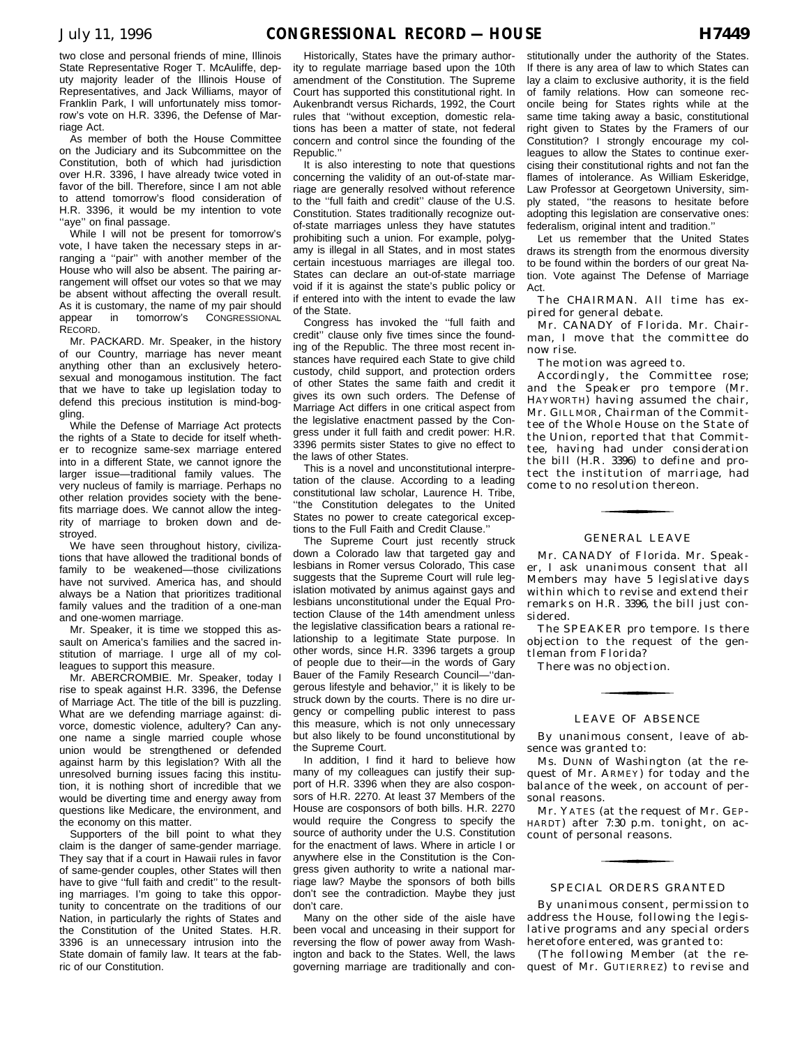two close and personal friends of mine, Illinois State Representative Roger T. McAuliffe, deputy majority leader of the Illinois House of Representatives, and Jack Williams, mayor of Franklin Park, I will unfortunately miss tomorrow's vote on H.R. 3396, the Defense of Marriage Act.

As member of both the House Committee on the Judiciary and its Subcommittee on the Constitution, both of which had jurisdiction over H.R. 3396, I have already twice voted in favor of the bill. Therefore, since I am not able to attend tomorrow's flood consideration of H.R. 3396, it would be my intention to vote ''aye'' on final passage.

While I will not be present for tomorrow's vote, I have taken the necessary steps in arranging a ''pair'' with another member of the House who will also be absent. The pairing arrangement will offset our votes so that we may be absent without affecting the overall result. As it is customary, the name of my pair should appear in tomorrow's CONGRESSIONAL RECORD.

Mr. PACKARD. Mr. Speaker, in the history of our Country, marriage has never meant anything other than an exclusively heterosexual and monogamous institution. The fact that we have to take up legislation today to defend this precious institution is mind-boggling.

While the Defense of Marriage Act protects the rights of a State to decide for itself whether to recognize same-sex marriage entered into in a different State, we cannot ignore the larger issue—traditional family values. The very nucleus of family is marriage. Perhaps no other relation provides society with the benefits marriage does. We cannot allow the integrity of marriage to broken down and destroyed.

We have seen throughout history, civilizations that have allowed the traditional bonds of family to be weakened—those civilizations have not survived. America has, and should always be a Nation that prioritizes traditional family values and the tradition of a one-man and one-women marriage.

Mr. Speaker, it is time we stopped this assault on America's families and the sacred institution of marriage. I urge all of my colleagues to support this measure.

Mr. ABERCROMBIE. Mr. Speaker, today I rise to speak against H.R. 3396, the Defense of Marriage Act. The title of the bill is puzzling. What are we defending marriage against: divorce, domestic violence, adultery? Can anyone name a single married couple whose union would be strengthened or defended against harm by this legislation? With all the unresolved burning issues facing this institution, it is nothing short of incredible that we would be diverting time and energy away from questions like Medicare, the environment, and the economy on this matter.

Supporters of the bill point to what they claim is the danger of same-gender marriage. They say that if a court in Hawaii rules in favor of same-gender couples, other States will then have to give ''full faith and credit'' to the resulting marriages. I'm going to take this opportunity to concentrate on the traditions of our Nation, in particularly the rights of States and the Constitution of the United States. H.R. 3396 is an unnecessary intrusion into the State domain of family law. It tears at the fabric of our Constitution.

Historically, States have the primary authority to regulate marriage based upon the 10th amendment of the Constitution. The Supreme Court has supported this constitutional right. In Aukenbrandt versus Richards, 1992, the Court rules that ''without exception, domestic relations has been a matter of state, not federal concern and control since the founding of the Republic.''

It is also interesting to note that questions concerning the validity of an out-of-state marriage are generally resolved without reference to the ''full faith and credit'' clause of the U.S. Constitution. States traditionally recognize out-of-state marriages unless they have statutes prohibiting such a union. For example, polygamy is illegal in all States, and in most states certain incestuous marriages are illegal too. States can declare an out-of-state marriage void if it is against the state's public policy or if entered into with the intent to evade the law of the State.

Congress has invoked the ''full faith and credit'' clause only five times since the founding of the Republic. The three most recent instances have required each State to give child custody, child support, and protection orders of other States the same faith and credit it gives its own such orders. The Defense of Marriage Act differs in one critical aspect from the legislative enactment passed by the Congress under it full faith and credit power: H.R. 3396 permits sister States to give no effect to the laws of other States.

This is a novel and unconstitutional interpretation of the clause. According to a leading constitutional law scholar, Laurence H. Tribe, ''the Constitution delegates to the United States no power to create categorical exceptions to the Full Faith and Credit Clause.''

The Supreme Court just recently struck down a Colorado law that targeted gay and lesbians in Romer versus Colorado, This case suggests that the Supreme Court will rule legislation motivated by animus against gays and lesbians unconstitutional under the Equal Protection Clause of the 14th amendment unless the legislative classification bears a rational relationship to a legitimate State purpose. In other words, since H.R. 3396 targets a group of people due to their—in the words of Gary Bauer of the Family Research Council—''dangerous lifestyle and behavior,'' it is likely to be struck down by the courts. There is no dire urgency or compelling public interest to pass this measure, which is not only unnecessary but also likely to be found unconstitutional by the Supreme Court.

In addition, I find it hard to believe how many of my colleagues can justify their support of H.R. 3396 when they are also cosponsors of H.R. 2270. At least 37 Members of the House are cosponsors of both bills. H.R. 2270 would require the Congress to specify the source of authority under the U.S. Constitution for the enactment of laws. Where in article I or anywhere else in the Constitution is the Congress given authority to write a national marriage law? Maybe the sponsors of both bills don't see the contradiction. Maybe they just don't care.

Many on the other side of the aisle have been vocal and unceasing in their support for reversing the flow of power away from Washington and back to the States. Well, the laws governing marriage are traditionally and constitutionally under the authority of the States. If there is any area of law to which States can lay a claim to exclusive authority, it is the field of family relations. How can someone reconcile being for States rights while at the same time taking away a basic, constitutional right given to States by the Framers of our Constitution? I strongly encourage my colleagues to allow the States to continue exercising their constitutional rights and not fan the flames of intolerance. As William Eskeridge, Law Professor at Georgetown University, simply stated, ''the reasons to hesitate before adopting this legislation are conservative ones: federalism, original intent and tradition.''

Let us remember that the United States draws its strength from the enormous diversity to be found within the borders of our great Nation. Vote against The Defense of Marriage Act.

The CHAIRMAN. All time has expired for general debate.

Mr. CANADY of Florida. Mr. Chairman, I move that the committee do now rise.

The motion was agreed to.

Accordingly, the Committee rose; and the Speaker pro tempore (Mr. HAYWORTH) having assumed the chair, Mr. GILLMOR, Chairman of the Committee of the Whole House on the State of the Union, reported that that Committee, having had under consideration the bill (H.R. 3396) to define and protect the institution of marriage, had come to no resolution thereon.

## GENERAL LEAVE

Mr. CANADY of Florida. Mr. Speaker, I ask unanimous consent that all Members may have 5 legislative days within which to revise and extend their remarks on H.R. 3396, the bill just considered.

The SPEAKER pro tempore. Is there objection to the request of the gentleman from Florida?

There was no objection.

## LEAVE OF ABSENCE

By unanimous consent, leave of absence was granted to:

Ms. DUNN of Washington (at the request of Mr. ARMEY) for today and the balance of the week, on account of personal reasons.

Mr. YATES (at the request of Mr. GEPHARDT) after 7:30 p.m. tonight, on account of personal reasons.

## SPECIAL ORDERS GRANTED

By unanimous consent, permission to address the House, following the legislative programs and any special orders heretofore entered, was granted to:

(The following Member (at the request of Mr. GUTIERREZ) to revise and